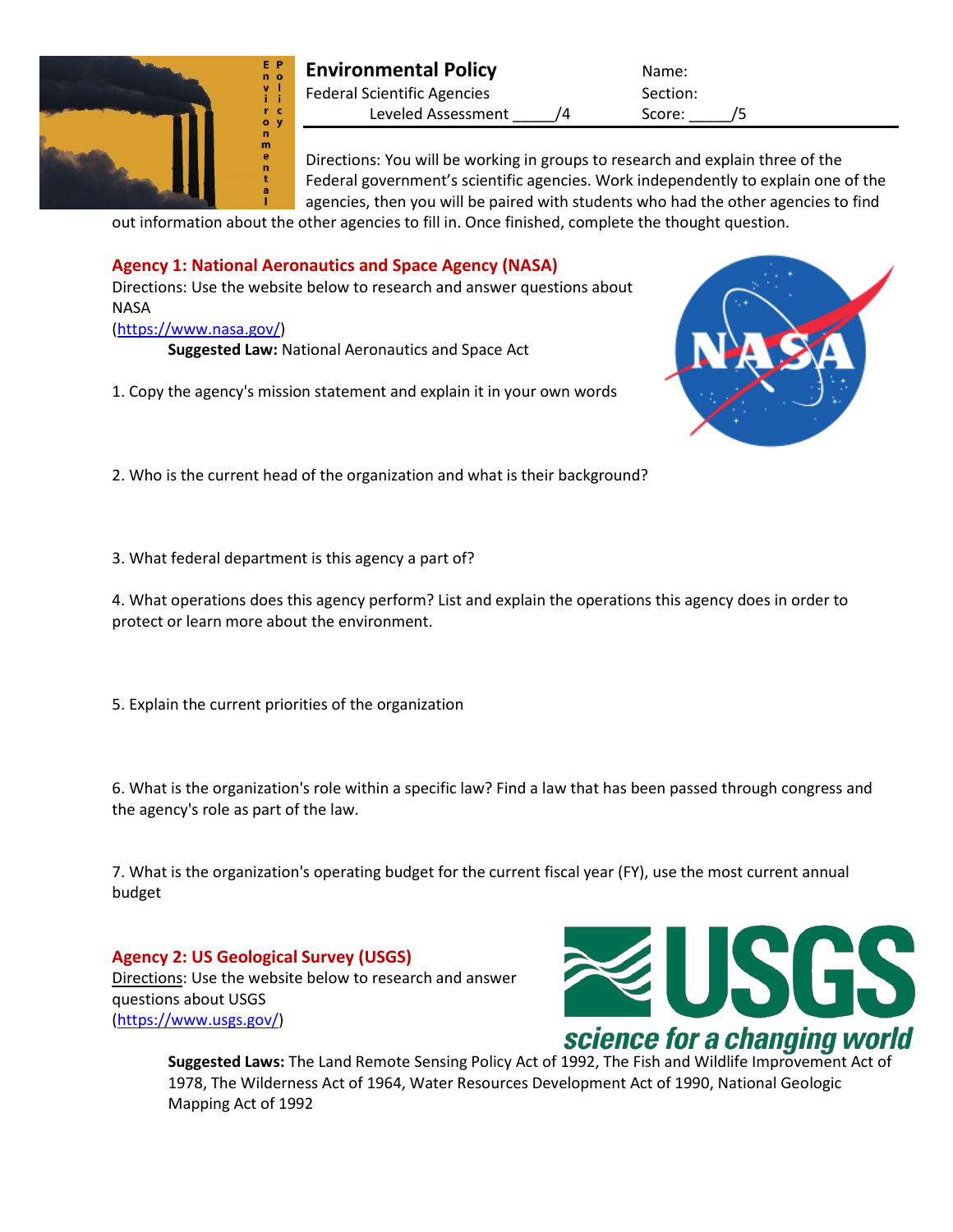# Environmental Policy

Federal Scientific Agencies

Leveled Assessment _____/4

Name:

Section:

Score: _____/5

Directions: You will be working in groups to research and explain three of the Federal government's scientific agencies. Work independently to explain one of the agencies, then you will be paired with students who had the other agencies to find out information about the other agencies to fill in. Once finished, complete the thought question.

## Agency 1: National Aeronautics and Space Agency (NASA)

Directions: Use the website below to research and answer questions about NASA

(https://www.nasa.gov/)

**Suggested Law:** National Aeronautics and Space Act

1. Copy the agency's mission statement and explain it in your own words

2. Who is the current head of the organization and what is their background?

3. What federal department is this agency a part of?

4. What operations does this agency perform? List and explain the operations this agency does in order to protect or learn more about the environment.

5. Explain the current priorities of the organization

6. What is the organization's role within a specific law? Find a law that has been passed through congress and the agency's role as part of the law.

7. What is the organization's operating budget for the current fiscal year (FY), use the most current annual budget

## Agency 2: US Geological Survey (USGS)

Directions: Use the website below to research and answer questions about USGS

(https://www.usgs.gov/)

**Suggested Laws:** The Land Remote Sensing Policy Act of 1992, The Fish and Wildlife Improvement Act of 1978, The Wilderness Act of 1964, Water Resources Development Act of 1990, National Geologic Mapping Act of 1992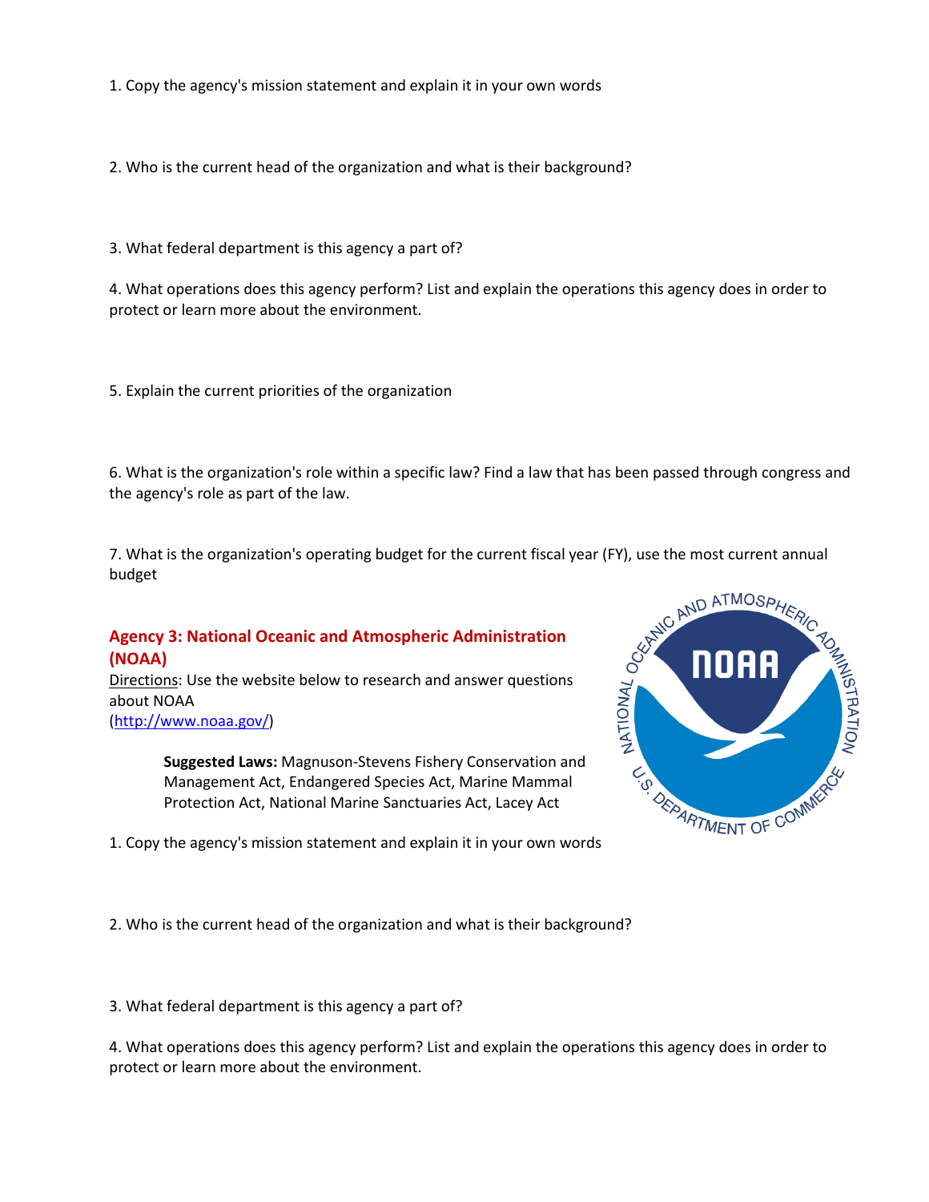1. Copy the agency's mission statement and explain it in your own words

2. Who is the current head of the organization and what is their background?

3. What federal department is this agency a part of?

4. What operations does this agency perform? List and explain the operations this agency does in order to protect or learn more about the environment.

5. Explain the current priorities of the organization

6. What is the organization's role within a specific law? Find a law that has been passed through congress and the agency's role as part of the law.

7. What is the organization's operating budget for the current fiscal year (FY), use the most current annual budget

## Agency 3: National Oceanic and Atmospheric Administration (NOAA)

Directions: Use the website below to research and answer questions about NOAA
(http://www.noaa.gov/)

> **Suggested Laws:** Magnuson-Stevens Fishery Conservation and Management Act, Endangered Species Act, Marine Mammal Protection Act, National Marine Sanctuaries Act, Lacey Act

1. Copy the agency's mission statement and explain it in your own words

2. Who is the current head of the organization and what is their background?

3. What federal department is this agency a part of?

4. What operations does this agency perform? List and explain the operations this agency does in order to protect or learn more about the environment.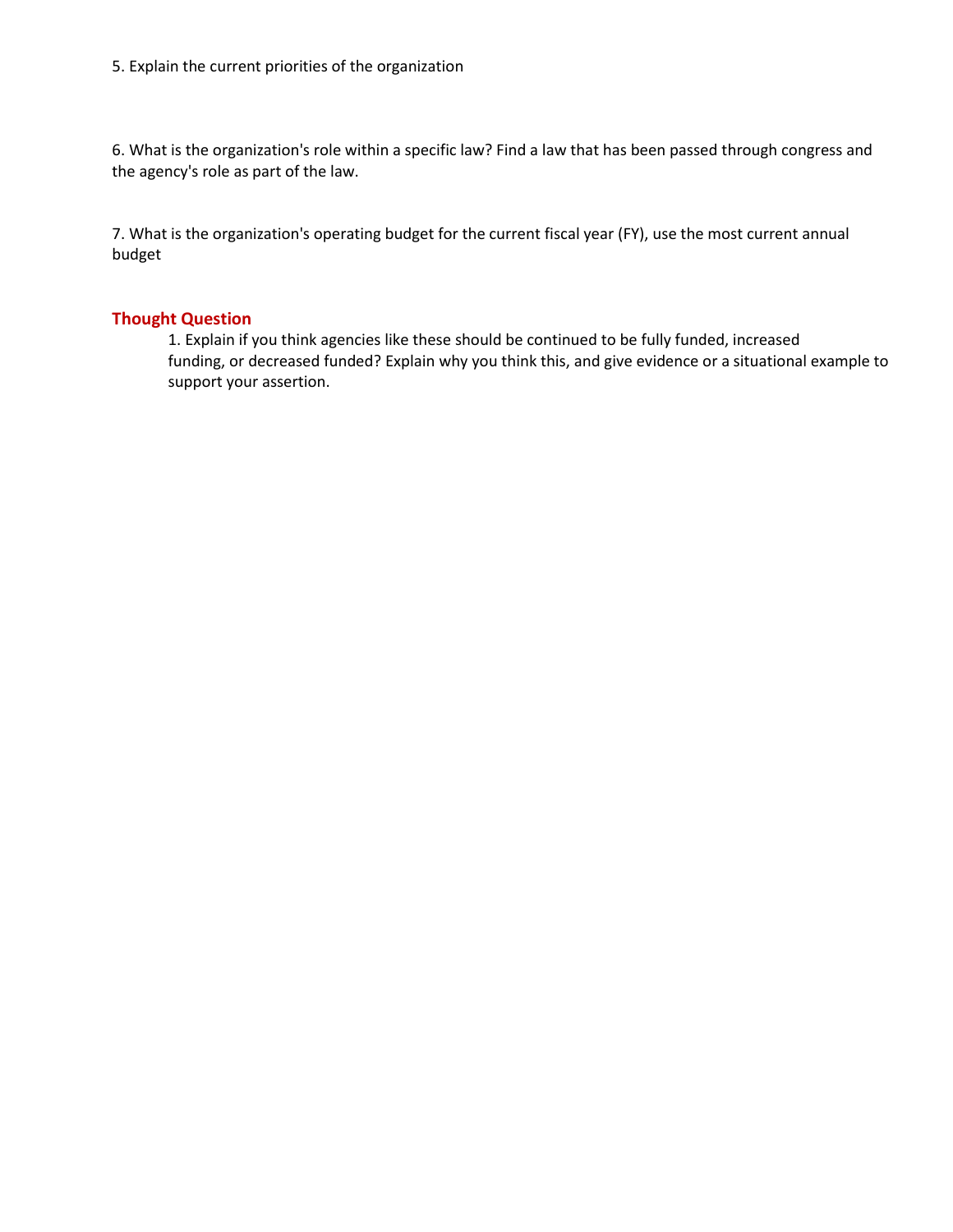5. Explain the current priorities of the organization

6. What is the organization's role within a specific law? Find a law that has been passed through congress and the agency's role as part of the law.

7. What is the organization's operating budget for the current fiscal year (FY), use the most current annual budget

## Thought Question

1. Explain if you think agencies like these should be continued to be fully funded, increased funding, or decreased funded? Explain why you think this, and give evidence or a situational example to support your assertion.